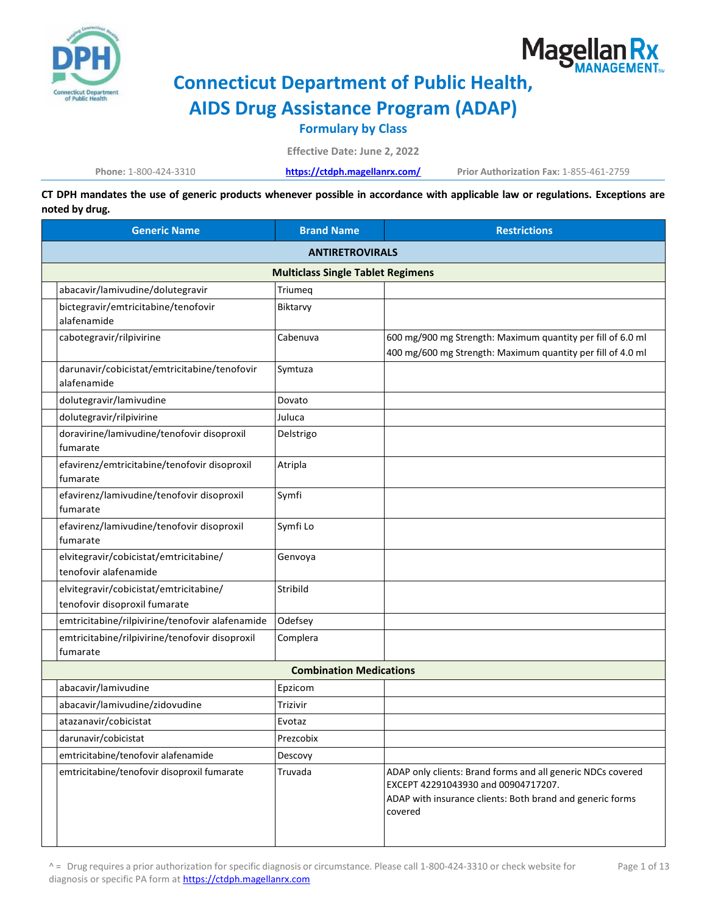# Connecticut Department of Public Health, AIDS Drug Assistance Program (ADAP)

## Formulary by Class

**Effective Date: June 2, 2022**

**Phone:** 1-800-424-3310 https://ctdph.magellanrx.com/ **Prior Authorization Fax:** 1-855-461-2759

**CT DPH mandates the use of generic products whenever possible in accordance with applicable law or regulations. Exceptions are noted by drug.**

| | Generic Name | Brand Name | Restrictions |
|---|---|---|---|
| | **ANTIRETROVIRALS** | | |
| | **Multiclass Single Tablet Regimens** | | |
| | abacavir/lamivudine/dolutegravir | Triumeq | |
| | bictegravir/emtricitabine/tenofovir alafenamide | Biktarvy | |
| | cabotegravir/rilpivirine | Cabenuva | 600 mg/900 mg Strength: Maximum quantity per fill of 6.0 ml<br>400 mg/600 mg Strength: Maximum quantity per fill of 4.0 ml |
| | darunavir/cobicistat/emtricitabine/tenofovir alafenamide | Symtuza | |
| | dolutegravir/lamivudine | Dovato | |
| | dolutegravir/rilpivirine | Juluca | |
| | doravirine/lamivudine/tenofovir disoproxil fumarate | Delstrigo | |
| | efavirenz/emtricitabine/tenofovir disoproxil fumarate | Atripla | |
| | efavirenz/lamivudine/tenofovir disoproxil fumarate | Symfi | |
| | efavirenz/lamivudine/tenofovir disoproxil fumarate | Symfi Lo | |
| | elvitegravir/cobicistat/emtricitabine/ tenofovir alafenamide | Genvoya | |
| | elvitegravir/cobicistat/emtricitabine/ tenofovir disoproxil fumarate | Stribild | |
| | emtricitabine/rilpivirine/tenofovir alafenamide | Odefsey | |
| | emtricitabine/rilpivirine/tenofovir disoproxil fumarate | Complera | |
| | **Combination Medications** | | |
| | abacavir/lamivudine | Epzicom | |
| | abacavir/lamivudine/zidovudine | Trizivir | |
| | atazanavir/cobicistat | Evotaz | |
| | darunavir/cobicistat | Prezcobix | |
| | emtricitabine/tenofovir alafenamide | Descovy | |
| | emtricitabine/tenofovir disoproxil fumarate | Truvada | ADAP only clients: Brand forms and all generic NDCs covered EXCEPT 42291043930 and 00904717207.<br>ADAP with insurance clients: Both brand and generic forms covered |

^ = Drug requires a prior authorization for specific diagnosis or circumstance. Please call 1-800-424-3310 or check website for diagnosis or specific PA form at https://ctdph.magellanrx.com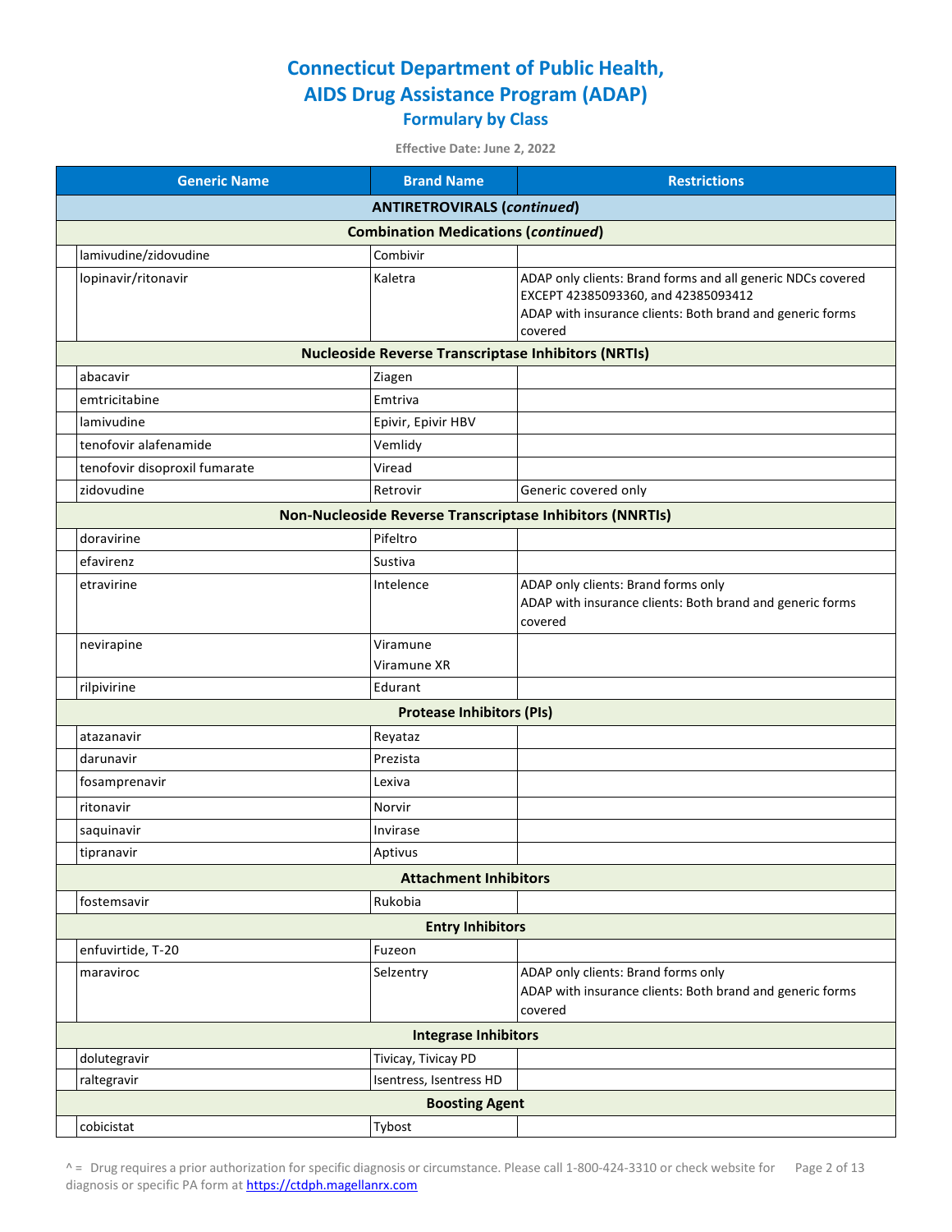# Connecticut Department of Public Health, AIDS Drug Assistance Program (ADAP)

## Formulary by Class

**Effective Date: June 2, 2022**

| | Generic Name | Brand Name | Restrictions |
|---|---|---|---|
| | **ANTIRETROVIRALS (*continued*)** | | |
| | **Combination Medications (*continued*)** | | |
| | lamivudine/zidovudine | Combivir | |
| | lopinavir/ritonavir | Kaletra | ADAP only clients: Brand forms and all generic NDCs covered EXCEPT 42385093360, and 42385093412<br>ADAP with insurance clients: Both brand and generic forms covered |
| | **Nucleoside Reverse Transcriptase Inhibitors (NRTIs)** | | |
| | abacavir | Ziagen | |
| | emtricitabine | Emtriva | |
| | lamivudine | Epivir, Epivir HBV | |
| | tenofovir alafenamide | Vemlidy | |
| | tenofovir disoproxil fumarate | Viread | |
| | zidovudine | Retrovir | Generic covered only |
| | **Non-Nucleoside Reverse Transcriptase Inhibitors (NNRTIs)** | | |
| | doravirine | Pifeltro | |
| | efavirenz | Sustiva | |
| | etravirine | Intelence | ADAP only clients: Brand forms only<br>ADAP with insurance clients: Both brand and generic forms covered |
| | nevirapine | Viramune<br>Viramune XR | |
| | rilpivirine | Edurant | |
| | **Protease Inhibitors (PIs)** | | |
| | atazanavir | Reyataz | |
| | darunavir | Prezista | |
| | fosamprenavir | Lexiva | |
| | ritonavir | Norvir | |
| | saquinavir | Invirase | |
| | tipranavir | Aptivus | |
| | **Attachment Inhibitors** | | |
| | fostemsavir | Rukobia | |
| | **Entry Inhibitors** | | |
| | enfuvirtide, T-20 | Fuzeon | |
| | maraviroc | Selzentry | ADAP only clients: Brand forms only<br>ADAP with insurance clients: Both brand and generic forms covered |
| | **Integrase Inhibitors** | | |
| | dolutegravir | Tivicay, Tivicay PD | |
| | raltegravir | Isentress, Isentress HD | |
| | **Boosting Agent** | | |
| | cobicistat | Tybost | |

^ = Drug requires a prior authorization for specific diagnosis or circumstance. Please call 1-800-424-3310 or check website for diagnosis or specific PA form at https://ctdph.magellanrx.com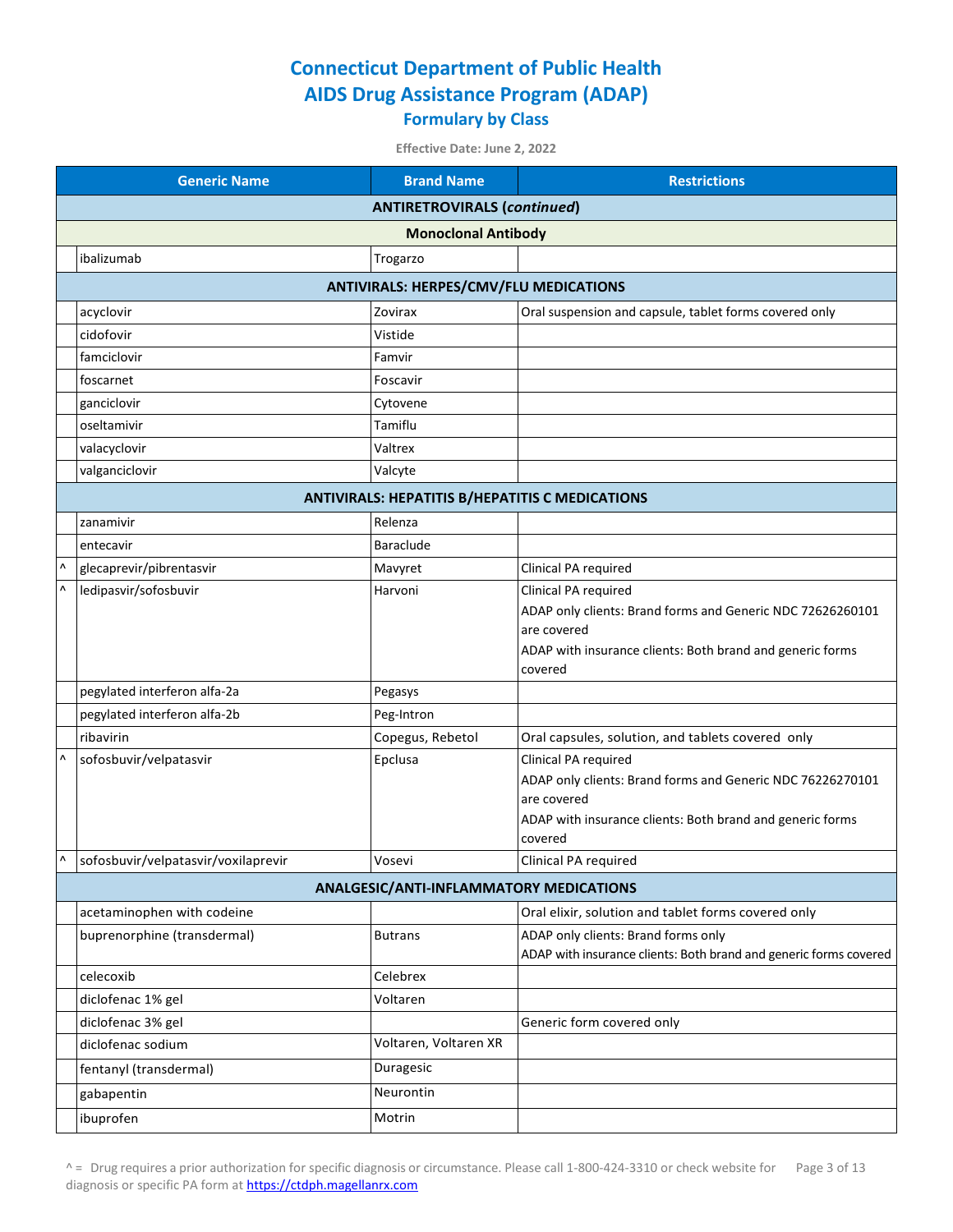# Connecticut Department of Public Health
# AIDS Drug Assistance Program (ADAP)
## Formulary by Class

**Effective Date: June 2, 2022**

| | Generic Name | Brand Name | Restrictions |
|---|---|---|---|
| | **ANTIRETROVIRALS (*continued*)** | | |
| | **Monoclonal Antibody** | | |
| | ibalizumab | Trogarzo | |
| | **ANTIVIRALS: HERPES/CMV/FLU MEDICATIONS** | | |
| | acyclovir | Zovirax | Oral suspension and capsule, tablet forms covered only |
| | cidofovir | Vistide | |
| | famciclovir | Famvir | |
| | foscarnet | Foscavir | |
| | ganciclovir | Cytovene | |
| | oseltamivir | Tamiflu | |
| | valacyclovir | Valtrex | |
| | valganciclovir | Valcyte | |
| | **ANTIVIRALS: HEPATITIS B/HEPATITIS C MEDICATIONS** | | |
| | zanamivir | Relenza | |
| | entecavir | Baraclude | |
| ^ | glecaprevir/pibrentasvir | Mavyret | Clinical PA required |
| ^ | ledipasvir/sofosbuvir | Harvoni | Clinical PA required<br>ADAP only clients: Brand forms and Generic NDC 72626260101 are covered<br>ADAP with insurance clients: Both brand and generic forms covered |
| | pegylated interferon alfa-2a | Pegasys | |
| | pegylated interferon alfa-2b | Peg-Intron | |
| | ribavirin | Copegus, Rebetol | Oral capsules, solution, and tablets covered only |
| ^ | sofosbuvir/velpatasvir | Epclusa | Clinical PA required<br>ADAP only clients: Brand forms and Generic NDC 76226270101 are covered<br>ADAP with insurance clients: Both brand and generic forms covered |
| ^ | sofosbuvir/velpatasvir/voxilaprevir | Vosevi | Clinical PA required |
| | **ANALGESIC/ANTI-INFLAMMATORY MEDICATIONS** | | |
| | acetaminophen with codeine | | Oral elixir, solution and tablet forms covered only |
| | buprenorphine (transdermal) | Butrans | ADAP only clients: Brand forms only<br>ADAP with insurance clients: Both brand and generic forms covered |
| | celecoxib | Celebrex | |
| | diclofenac 1% gel | Voltaren | |
| | diclofenac 3% gel | | Generic form covered only |
| | diclofenac sodium | Voltaren, Voltaren XR | |
| | fentanyl (transdermal) | Duragesic | |
| | gabapentin | Neurontin | |
| | ibuprofen | Motrin | |

^ = Drug requires a prior authorization for specific diagnosis or circumstance. Please call 1-800-424-3310 or check website for diagnosis or specific PA form at https://ctdph.magellanrx.com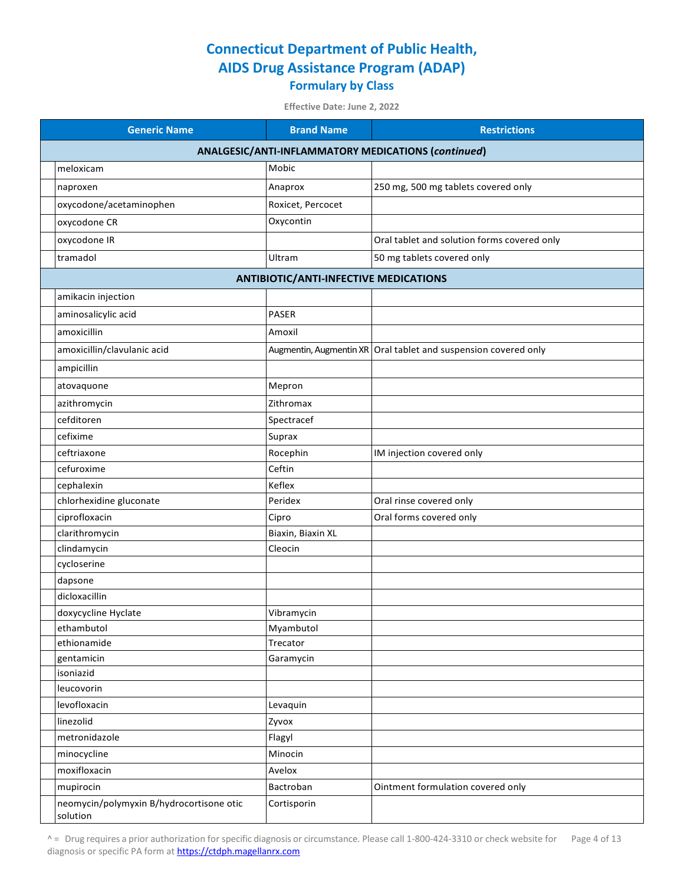# Connecticut Department of Public Health, AIDS Drug Assistance Program (ADAP)

## Formulary by Class

**Effective Date: June 2, 2022**

| | Generic Name | Brand Name | Restrictions |
|---|---|---|---|
| | **ANALGESIC/ANTI-INFLAMMATORY MEDICATIONS (*continued*)** | | |
| | meloxicam | Mobic | |
| | naproxen | Anaprox | 250 mg, 500 mg tablets covered only |
| | oxycodone/acetaminophen | Roxicet, Percocet | |
| | oxycodone CR | Oxycontin | |
| | oxycodone IR | | Oral tablet and solution forms covered only |
| | tramadol | Ultram | 50 mg tablets covered only |
| | **ANTIBIOTIC/ANTI-INFECTIVE MEDICATIONS** | | |
| | amikacin injection | | |
| | aminosalicylic acid | PASER | |
| | amoxicillin | Amoxil | |
| | amoxicillin/clavulanic acid | Augmentin, Augmentin XR | Oral tablet and suspension covered only |
| | ampicillin | | |
| | atovaquone | Mepron | |
| | azithromycin | Zithromax | |
| | cefditoren | Spectracef | |
| | cefixime | Suprax | |
| | ceftriaxone | Rocephin | IM injection covered only |
| | cefuroxime | Ceftin | |
| | cephalexin | Keflex | |
| | chlorhexidine gluconate | Peridex | Oral rinse covered only |
| | ciprofloxacin | Cipro | Oral forms covered only |
| | clarithromycin | Biaxin, Biaxin XL | |
| | clindamycin | Cleocin | |
| | cycloserine | | |
| | dapsone | | |
| | dicloxacillin | | |
| | doxycycline Hyclate | Vibramycin | |
| | ethambutol | Myambutol | |
| | ethionamide | Trecator | |
| | gentamicin | Garamycin | |
| | isoniazid | | |
| | leucovorin | | |
| | levofloxacin | Levaquin | |
| | linezolid | Zyvox | |
| | metronidazole | Flagyl | |
| | minocycline | Minocin | |
| | moxifloxacin | Avelox | |
| | mupirocin | Bactroban | Ointment formulation covered only |
| | neomycin/polymyxin B/hydrocortisone otic solution | Cortisporin | |

^ = Drug requires a prior authorization for specific diagnosis or circumstance. Please call 1-800-424-3310 or check website for diagnosis or specific PA form at https://ctdph.magellanrx.com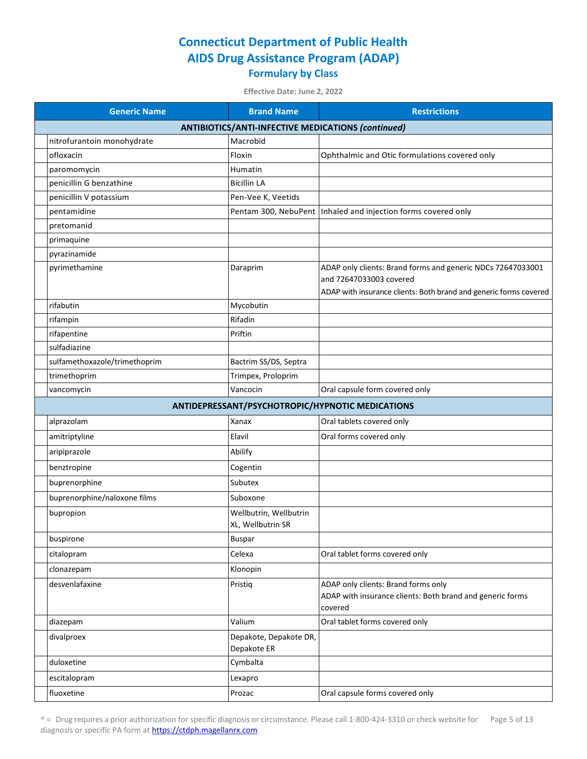# Connecticut Department of Public Health
# AIDS Drug Assistance Program (ADAP)
## Formulary by Class

**Effective Date: June 2, 2022**

| Generic Name | Brand Name | Restrictions |
|---|---|---|
| **ANTIBIOTICS/ANTI-INFECTIVE MEDICATIONS *(continued)*** | | |
| nitrofurantoin monohydrate | Macrobid | |
| ofloxacin | Floxin | Ophthalmic and Otic formulations covered only |
| paromomycin | Humatin | |
| penicillin G benzathine | Bicillin LA | |
| penicillin V potassium | Pen-Vee K, Veetids | |
| pentamidine | Pentam 300, NebuPent | Inhaled and injection forms covered only |
| pretomanid | | |
| primaquine | | |
| pyrazinamide | | |
| pyrimethamine | Daraprim | ADAP only clients: Brand forms and generic NDCs 72647033001 and 72647033003 covered<br>ADAP with insurance clients: Both brand and generic forms covered |
| rifabutin | Mycobutin | |
| rifampin | Rifadin | |
| rifapentine | Priftin | |
| sulfadiazine | | |
| sulfamethoxazole/trimethoprim | Bactrim SS/DS, Septra | |
| trimethoprim | Trimpex, Proloprim | |
| vancomycin | Vancocin | Oral capsule form covered only |
| **ANTIDEPRESSANT/PSYCHOTROPIC/HYPNOTIC MEDICATIONS** | | |
| alprazolam | Xanax | Oral tablets covered only |
| amitriptyline | Elavil | Oral forms covered only |
| aripiprazole | Abilify | |
| benztropine | Cogentin | |
| buprenorphine | Subutex | |
| buprenorphine/naloxone films | Suboxone | |
| bupropion | Wellbutrin, Wellbutrin XL, Wellbutrin SR | |
| buspirone | Buspar | |
| citalopram | Celexa | Oral tablet forms covered only |
| clonazepam | Klonopin | |
| desvenlafaxine | Pristiq | ADAP only clients: Brand forms only<br>ADAP with insurance clients: Both brand and generic forms covered |
| diazepam | Valium | Oral tablet forms covered only |
| divalproex | Depakote, Depakote DR, Depakote ER | |
| duloxetine | Cymbalta | |
| escitalopram | Lexapro | |
| fluoxetine | Prozac | Oral capsule forms covered only |

^ = Drug requires a prior authorization for specific diagnosis or circumstance. Please call 1-800-424-3310 or check website for diagnosis or specific PA form at https://ctdph.magellanrx.com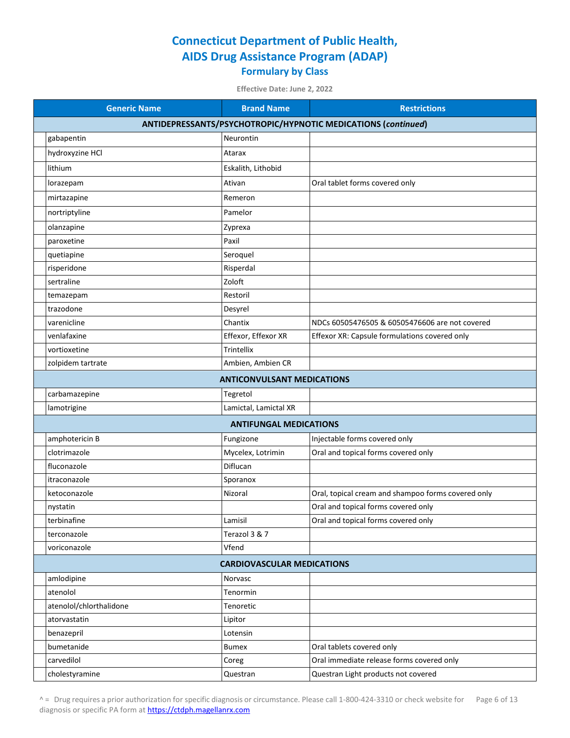# Connecticut Department of Public Health, AIDS Drug Assistance Program (ADAP)

## Formulary by Class

**Effective Date: June 2, 2022**

| Generic Name | Brand Name | Restrictions |
|---|---|---|
| **ANTIDEPRESSANTS/PSYCHOTROPIC/HYPNOTIC MEDICATIONS (*continued*)** | | |
| gabapentin | Neurontin | |
| hydroxyzine HCl | Atarax | |
| lithium | Eskalith, Lithobid | |
| lorazepam | Ativan | Oral tablet forms covered only |
| mirtazapine | Remeron | |
| nortriptyline | Pamelor | |
| olanzapine | Zyprexa | |
| paroxetine | Paxil | |
| quetiapine | Seroquel | |
| risperidone | Risperdal | |
| sertraline | Zoloft | |
| temazepam | Restoril | |
| trazodone | Desyrel | |
| varenicline | Chantix | NDCs 60505476505 & 60505476606 are not covered |
| venlafaxine | Effexor, Effexor XR | Effexor XR: Capsule formulations covered only |
| vortioxetine | Trintellix | |
| zolpidem tartrate | Ambien, Ambien CR | |
| **ANTICONVULSANT MEDICATIONS** | | |
| carbamazepine | Tegretol | |
| lamotrigine | Lamictal, Lamictal XR | |
| **ANTIFUNGAL MEDICATIONS** | | |
| amphotericin B | Fungizone | Injectable forms covered only |
| clotrimazole | Mycelex, Lotrimin | Oral and topical forms covered only |
| fluconazole | Diflucan | |
| itraconazole | Sporanox | |
| ketoconazole | Nizoral | Oral, topical cream and shampoo forms covered only |
| nystatin | | Oral and topical forms covered only |
| terbinafine | Lamisil | Oral and topical forms covered only |
| terconazole | Terazol 3 & 7 | |
| voriconazole | Vfend | |
| **CARDIOVASCULAR MEDICATIONS** | | |
| amlodipine | Norvasc | |
| atenolol | Tenormin | |
| atenolol/chlorthalidone | Tenoretic | |
| atorvastatin | Lipitor | |
| benazepril | Lotensin | |
| bumetanide | Bumex | Oral tablets covered only |
| carvedilol | Coreg | Oral immediate release forms covered only |
| cholestyramine | Questran | Questran Light products not covered |

^ = Drug requires a prior authorization for specific diagnosis or circumstance. Please call 1-800-424-3310 or check website for diagnosis or specific PA form at https://ctdph.magellanrx.com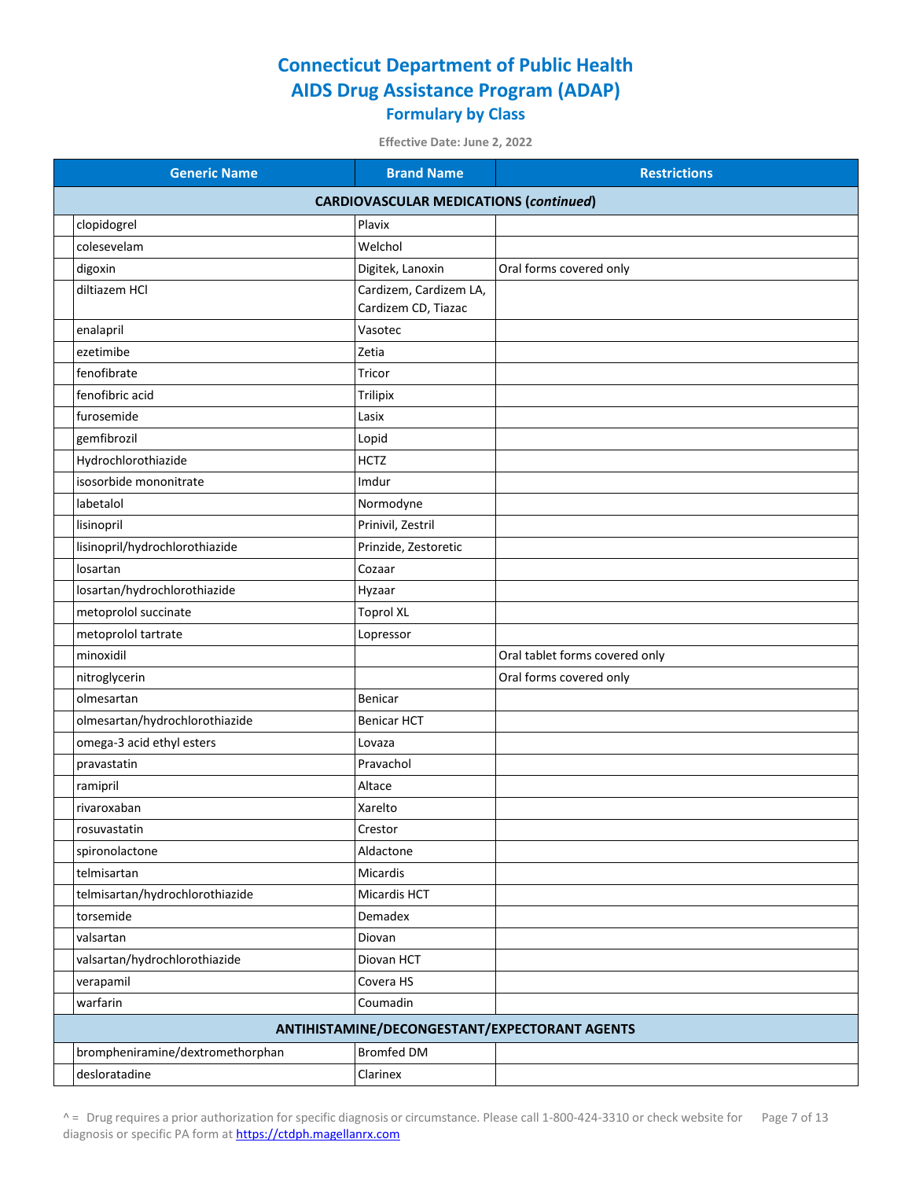# Connecticut Department of Public Health
# AIDS Drug Assistance Program (ADAP)
## Formulary by Class

**Effective Date: June 2, 2022**

| | Generic Name | Brand Name | Restrictions |
|---|---|---|---|
| **CARDIOVASCULAR MEDICATIONS (*continued*)** | | | |
| | clopidogrel | Plavix | |
| | colesevelam | Welchol | |
| | digoxin | Digitek, Lanoxin | Oral forms covered only |
| | diltiazem HCl | Cardizem, Cardizem LA, Cardizem CD, Tiazac | |
| | enalapril | Vasotec | |
| | ezetimibe | Zetia | |
| | fenofibrate | Tricor | |
| | fenofibric acid | Trilipix | |
| | furosemide | Lasix | |
| | gemfibrozil | Lopid | |
| | Hydrochlorothiazide | HCTZ | |
| | isosorbide mononitrate | Imdur | |
| | labetalol | Normodyne | |
| | lisinopril | Prinivil, Zestril | |
| | lisinopril/hydrochlorothiazide | Prinzide, Zestoretic | |
| | losartan | Cozaar | |
| | losartan/hydrochlorothiazide | Hyzaar | |
| | metoprolol succinate | Toprol XL | |
| | metoprolol tartrate | Lopressor | |
| | minoxidil | | Oral tablet forms covered only |
| | nitroglycerin | | Oral forms covered only |
| | olmesartan | Benicar | |
| | olmesartan/hydrochlorothiazide | Benicar HCT | |
| | omega-3 acid ethyl esters | Lovaza | |
| | pravastatin | Pravachol | |
| | ramipril | Altace | |
| | rivaroxaban | Xarelto | |
| | rosuvastatin | Crestor | |
| | spironolactone | Aldactone | |
| | telmisartan | Micardis | |
| | telmisartan/hydrochlorothiazide | Micardis HCT | |
| | torsemide | Demadex | |
| | valsartan | Diovan | |
| | valsartan/hydrochlorothiazide | Diovan HCT | |
| | verapamil | Covera HS | |
| | warfarin | Coumadin | |
| **ANTIHISTAMINE/DECONGESTANT/EXPECTORANT AGENTS** | | | |
| | brompheniramine/dextromethorphan | Bromfed DM | |
| | desloratadine | Clarinex | |

^ = Drug requires a prior authorization for specific diagnosis or circumstance. Please call 1-800-424-3310 or check website for diagnosis or specific PA form at https://ctdph.magellanrx.com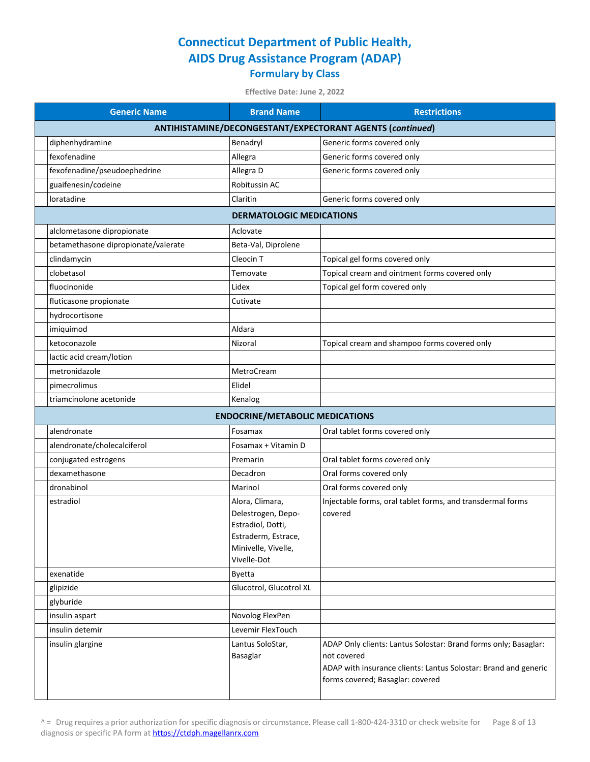# Connecticut Department of Public Health, AIDS Drug Assistance Program (ADAP)

## Formulary by Class

**Effective Date: June 2, 2022**

| | Generic Name | Brand Name | Restrictions |
|---|---|---|---|
| | **ANTIHISTAMINE/DECONGESTANT/EXPECTORANT AGENTS (*continued*)** | | |
| | diphenhydramine | Benadryl | Generic forms covered only |
| | fexofenadine | Allegra | Generic forms covered only |
| | fexofenadine/pseudoephedrine | Allegra D | Generic forms covered only |
| | guaifenesin/codeine | Robitussin AC | |
| | loratadine | Claritin | Generic forms covered only |
| | **DERMATOLOGIC MEDICATIONS** | | |
| | alclometasone dipropionate | Aclovate | |
| | betamethasone dipropionate/valerate | Beta-Val, Diprolene | |
| | clindamycin | Cleocin T | Topical gel forms covered only |
| | clobetasol | Temovate | Topical cream and ointment forms covered only |
| | fluocinonide | Lidex | Topical gel form covered only |
| | fluticasone propionate | Cutivate | |
| | hydrocortisone | | |
| | imiquimod | Aldara | |
| | ketoconazole | Nizoral | Topical cream and shampoo forms covered only |
| | lactic acid cream/lotion | | |
| | metronidazole | MetroCream | |
| | pimecrolimus | Elidel | |
| | triamcinolone acetonide | Kenalog | |
| | **ENDOCRINE/METABOLIC MEDICATIONS** | | |
| | alendronate | Fosamax | Oral tablet forms covered only |
| | alendronate/cholecalciferol | Fosamax + Vitamin D | |
| | conjugated estrogens | Premarin | Oral tablet forms covered only |
| | dexamethasone | Decadron | Oral forms covered only |
| | dronabinol | Marinol | Oral forms covered only |
| | estradiol | Alora, Climara, Delestrogen, Depo-Estradiol, Dotti, Estraderm, Estrace, Minivelle, Vivelle, Vivelle-Dot | Injectable forms, oral tablet forms, and transdermal forms covered |
| | exenatide | Byetta | |
| | glipizide | Glucotrol, Glucotrol XL | |
| | glyburide | | |
| | insulin aspart | Novolog FlexPen | |
| | insulin detemir | Levemir FlexTouch | |
| | insulin glargine | Lantus SoloStar, Basaglar | ADAP Only clients: Lantus Solostar: Brand forms only; Basaglar: not covered<br>ADAP with insurance clients: Lantus Solostar: Brand and generic forms covered; Basaglar: covered |

^ = Drug requires a prior authorization for specific diagnosis or circumstance. Please call 1-800-424-3310 or check website for diagnosis or specific PA form at https://ctdph.magellanrx.com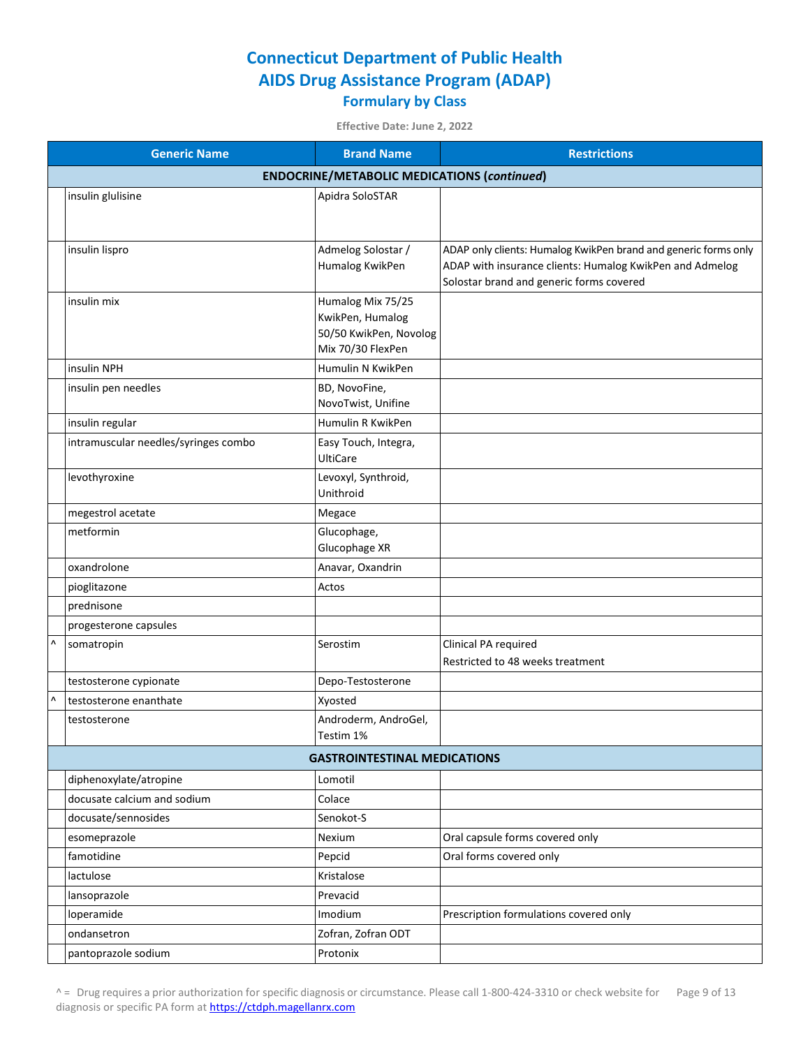# Connecticut Department of Public Health
## AIDS Drug Assistance Program (ADAP)
### Formulary by Class

**Effective Date: June 2, 2022**

| | Generic Name | Brand Name | Restrictions |
|---|---|---|---|
| **ENDOCRINE/METABOLIC MEDICATIONS (*continued*)** | | | |
| | insulin glulisine | Apidra SoloSTAR | |
| | insulin lispro | Admelog Solostar / Humalog KwikPen | ADAP only clients: Humalog KwikPen brand and generic forms only<br>ADAP with insurance clients: Humalog KwikPen and Admelog Solostar brand and generic forms covered |
| | insulin mix | Humalog Mix 75/25 KwikPen, Humalog 50/50 KwikPen, Novolog Mix 70/30 FlexPen | |
| | insulin NPH | Humulin N KwikPen | |
| | insulin pen needles | BD, NovoFine, NovoTwist, Unifine | |
| | insulin regular | Humulin R KwikPen | |
| | intramuscular needles/syringes combo | Easy Touch, Integra, UltiCare | |
| | levothyroxine | Levoxyl, Synthroid, Unithroid | |
| | megestrol acetate | Megace | |
| | metformin | Glucophage, Glucophage XR | |
| | oxandrolone | Anavar, Oxandrin | |
| | pioglitazone | Actos | |
| | prednisone | | |
| | progesterone capsules | | |
| ^ | somatropin | Serostim | Clinical PA required<br>Restricted to 48 weeks treatment |
| | testosterone cypionate | Depo-Testosterone | |
| ^ | testosterone enanthate | Xyosted | |
| | testosterone | Androderm, AndroGel, Testim 1% | |
| **GASTROINTESTINAL MEDICATIONS** | | | |
| | diphenoxylate/atropine | Lomotil | |
| | docusate calcium and sodium | Colace | |
| | docusate/sennosides | Senokot-S | |
| | esomeprazole | Nexium | Oral capsule forms covered only |
| | famotidine | Pepcid | Oral forms covered only |
| | lactulose | Kristalose | |
| | lansoprazole | Prevacid | |
| | loperamide | Imodium | Prescription formulations covered only |
| | ondansetron | Zofran, Zofran ODT | |
| | pantoprazole sodium | Protonix | |

^ = Drug requires a prior authorization for specific diagnosis or circumstance. Please call 1-800-424-3310 or check website for diagnosis or specific PA form at https://ctdph.magellanrx.com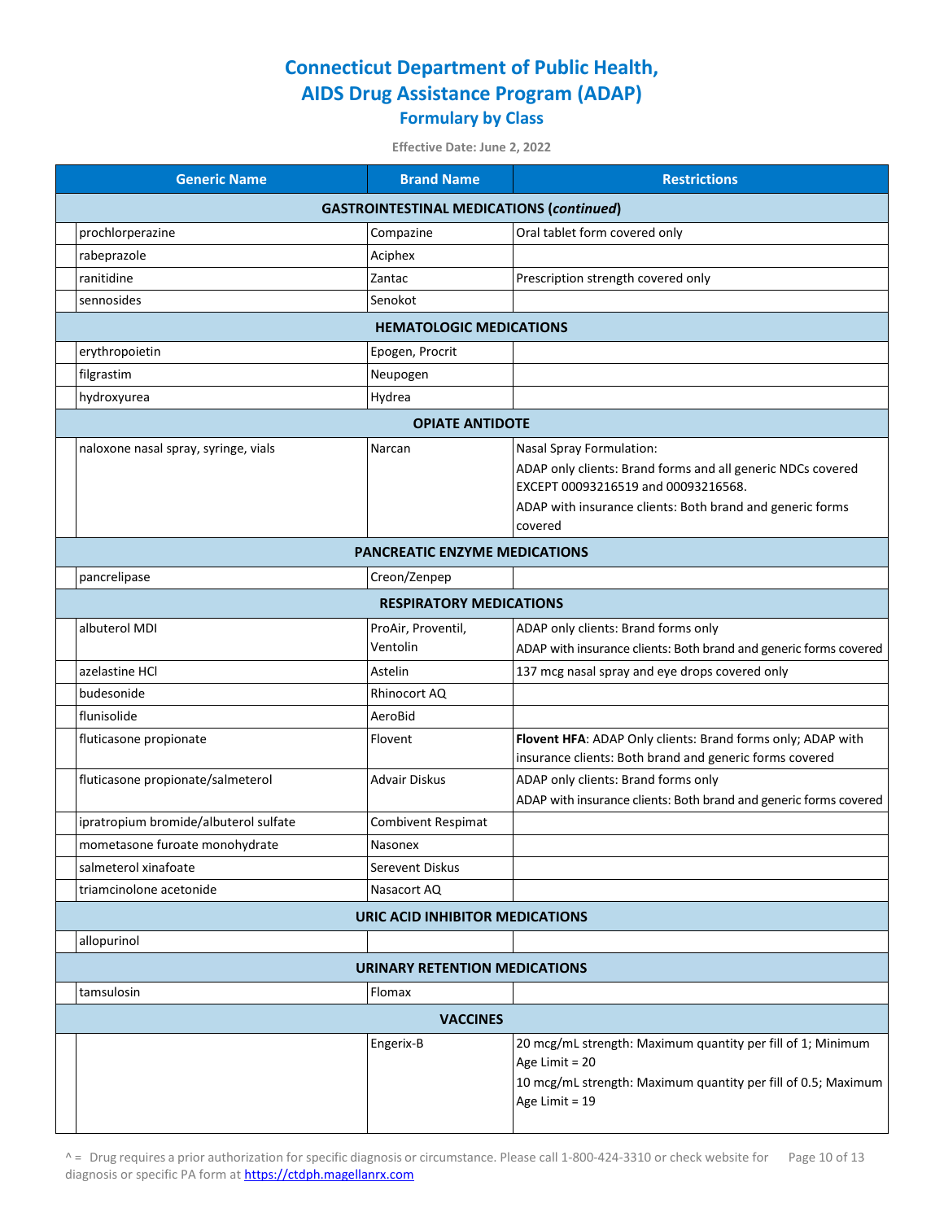# Connecticut Department of Public Health, AIDS Drug Assistance Program (ADAP)

## Formulary by Class

**Effective Date: June 2, 2022**

| | Generic Name | Brand Name | Restrictions |
|---|---|---|---|
| | **GASTROINTESTINAL MEDICATIONS (*continued*)** | | |
| | prochlorperazine | Compazine | Oral tablet form covered only |
| | rabeprazole | Aciphex | |
| | ranitidine | Zantac | Prescription strength covered only |
| | sennosides | Senokot | |
| | **HEMATOLOGIC MEDICATIONS** | | |
| | erythropoietin | Epogen, Procrit | |
| | filgrastim | Neupogen | |
| | hydroxyurea | Hydrea | |
| | **OPIATE ANTIDOTE** | | |
| | naloxone nasal spray, syringe, vials | Narcan | Nasal Spray Formulation: ADAP only clients: Brand forms and all generic NDCs covered EXCEPT 00093216519 and 00093216568. ADAP with insurance clients: Both brand and generic forms covered |
| | **PANCREATIC ENZYME MEDICATIONS** | | |
| | pancrelipase | Creon/Zenpep | |
| | **RESPIRATORY MEDICATIONS** | | |
| | albuterol MDI | ProAir, Proventil, Ventolin | ADAP only clients: Brand forms only; ADAP with insurance clients: Both brand and generic forms covered |
| | azelastine HCl | Astelin | 137 mcg nasal spray and eye drops covered only |
| | budesonide | Rhinocort AQ | |
| | flunisolide | AeroBid | |
| | fluticasone propionate | Flovent | **Flovent HFA**: ADAP Only clients: Brand forms only; ADAP with insurance clients: Both brand and generic forms covered |
| | fluticasone propionate/salmeterol | Advair Diskus | ADAP only clients: Brand forms only; ADAP with insurance clients: Both brand and generic forms covered |
| | ipratropium bromide/albuterol sulfate | Combivent Respimat | |
| | mometasone furoate monohydrate | Nasonex | |
| | salmeterol xinafoate | Serevent Diskus | |
| | triamcinolone acetonide | Nasacort AQ | |
| | **URIC ACID INHIBITOR MEDICATIONS** | | |
| | allopurinol | | |
| | **URINARY RETENTION MEDICATIONS** | | |
| | tamsulosin | Flomax | |
| | **VACCINES** | | |
| | | Engerix-B | 20 mcg/mL strength: Maximum quantity per fill of 1; Minimum Age Limit = 20; 10 mcg/mL strength: Maximum quantity per fill of 0.5; Maximum Age Limit = 19 |

^ = Drug requires a prior authorization for specific diagnosis or circumstance. Please call 1-800-424-3310 or check website for diagnosis or specific PA form at https://ctdph.magellanrx.com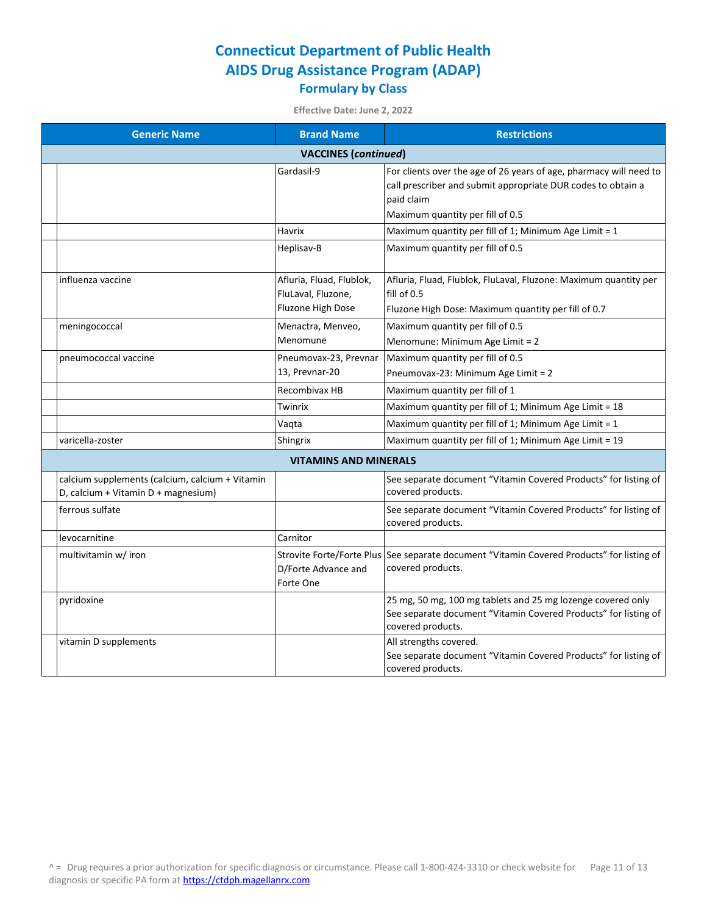# Connecticut Department of Public Health
# AIDS Drug Assistance Program (ADAP)
## Formulary by Class

**Effective Date: June 2, 2022**

| | Generic Name | Brand Name | Restrictions |
|---|---|---|---|
| | **VACCINES (*continued*)** | | |
| | | Gardasil-9 | For clients over the age of 26 years of age, pharmacy will need to call prescriber and submit appropriate DUR codes to obtain a paid claim<br>Maximum quantity per fill of 0.5 |
| | | Havrix | Maximum quantity per fill of 1; Minimum Age Limit = 1 |
| | | Heplisav-B | Maximum quantity per fill of 0.5 |
| | influenza vaccine | Afluria, Fluad, Flublok, FluLaval, Fluzone, Fluzone High Dose | Afluria, Fluad, Flublok, FluLaval, Fluzone: Maximum quantity per fill of 0.5<br>Fluzone High Dose: Maximum quantity per fill of 0.7 |
| | meningococcal | Menactra, Menveo, Menomune | Maximum quantity per fill of 0.5<br>Menomune: Minimum Age Limit = 2 |
| | pneumococcal vaccine | Pneumovax-23, Prevnar 13, Prevnar-20 | Maximum quantity per fill of 0.5<br>Pneumovax-23: Minimum Age Limit = 2 |
| | | Recombivax HB | Maximum quantity per fill of 1 |
| | | Twinrix | Maximum quantity per fill of 1; Minimum Age Limit = 18 |
| | | Vaqta | Maximum quantity per fill of 1; Minimum Age Limit = 1 |
| | varicella-zoster | Shingrix | Maximum quantity per fill of 1; Minimum Age Limit = 19 |
| | **VITAMINS AND MINERALS** | | |
| | calcium supplements (calcium, calcium + Vitamin D, calcium + Vitamin D + magnesium) | | See separate document "Vitamin Covered Products" for listing of covered products. |
| | ferrous sulfate | | See separate document "Vitamin Covered Products" for listing of covered products. |
| | levocarnitine | Carnitor | |
| | multivitamin w/ iron | Strovite Forte/Forte Plus D/Forte Advance and Forte One | See separate document "Vitamin Covered Products" for listing of covered products. |
| | pyridoxine | | 25 mg, 50 mg, 100 mg tablets and 25 mg lozenge covered only<br>See separate document "Vitamin Covered Products" for listing of covered products. |
| | vitamin D supplements | | All strengths covered.<br>See separate document "Vitamin Covered Products" for listing of covered products. |

^ = Drug requires a prior authorization for specific diagnosis or circumstance. Please call 1-800-424-3310 or check website for diagnosis or specific PA form at https://ctdph.magellanrx.com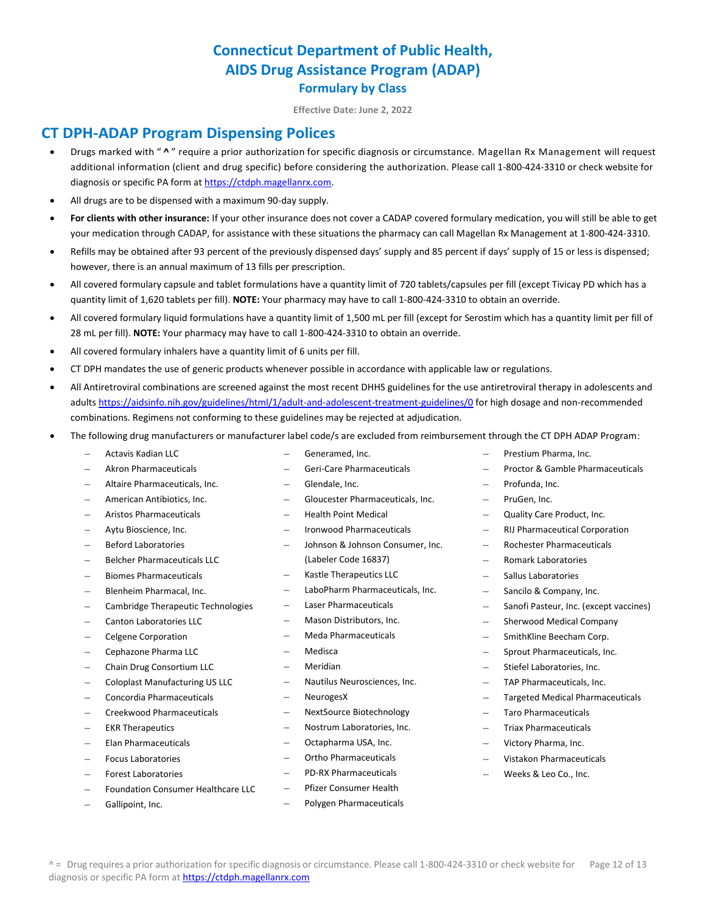# Connecticut Department of Public Health, AIDS Drug Assistance Program (ADAP)

## Formulary by Class

**Effective Date: June 2, 2022**

## CT DPH-ADAP Program Dispensing Polices

- Drugs marked with " **^** " require a prior authorization for specific diagnosis or circumstance. Magellan Rx Management will request additional information (client and drug specific) before considering the authorization. Please call 1-800-424-3310 or check website for diagnosis or specific PA form at https://ctdph.magellanrx.com.
- All drugs are to be dispensed with a maximum 90-day supply.
- **For clients with other insurance:** If your other insurance does not cover a CADAP covered formulary medication, you will still be able to get your medication through CADAP, for assistance with these situations the pharmacy can call Magellan Rx Management at 1-800-424-3310.
- Refills may be obtained after 93 percent of the previously dispensed days' supply and 85 percent if days' supply of 15 or less is dispensed; however, there is an annual maximum of 13 fills per prescription.
- All covered formulary capsule and tablet formulations have a quantity limit of 720 tablets/capsules per fill (except Tivicay PD which has a quantity limit of 1,620 tablets per fill). **NOTE:** Your pharmacy may have to call 1-800-424-3310 to obtain an override.
- All covered formulary liquid formulations have a quantity limit of 1,500 mL per fill (except for Serostim which has a quantity limit per fill of 28 mL per fill). **NOTE:** Your pharmacy may have to call 1-800-424-3310 to obtain an override.
- All covered formulary inhalers have a quantity limit of 6 units per fill.
- CT DPH mandates the use of generic products whenever possible in accordance with applicable law or regulations.
- All Antiretroviral combinations are screened against the most recent DHHS guidelines for the use antiretroviral therapy in adolescents and adults https://aidsinfo.nih.gov/guidelines/html/1/adult-and-adolescent-treatment-guidelines/0 for high dosage and non-recommended combinations. Regimens not conforming to these guidelines may be rejected at adjudication.
- The following drug manufacturers or manufacturer label code/s are excluded from reimbursement through the CT DPH ADAP Program:
  - Actavis Kadian LLC
  - Akron Pharmaceuticals
  - Altaire Pharmaceuticals, Inc.
  - American Antibiotics, Inc.
  - Aristos Pharmaceuticals
  - Aytu Bioscience, Inc.
  - Beford Laboratories
  - Belcher Pharmaceuticals LLC
  - Biomes Pharmaceuticals
  - Blenheim Pharmacal, Inc.
  - Cambridge Therapeutic Technologies
  - Canton Laboratories LLC
  - Celgene Corporation
  - Cephazone Pharma LLC
  - Chain Drug Consortium LLC
  - Coloplast Manufacturing US LLC
  - Concordia Pharmaceuticals
  - Creekwood Pharmaceuticals
  - EKR Therapeutics
  - Elan Pharmaceuticals
  - Focus Laboratories
  - Forest Laboratories
  - Foundation Consumer Healthcare LLC
  - Gallipoint, Inc.
  - Generamed, Inc.
  - Geri-Care Pharmaceuticals
  - Glendale, Inc.
  - Gloucester Pharmaceuticals, Inc.
  - Health Point Medical
  - Ironwood Pharmaceuticals
  - Johnson & Johnson Consumer, Inc. (Labeler Code 16837)
  - Kastle Therapeutics LLC
  - LaboPharm Pharmaceuticals, Inc.
  - Laser Pharmaceuticals
  - Mason Distributors, Inc.
  - Meda Pharmaceuticals
  - Medisca
  - Meridian
  - Nautilus Neurosciences, Inc.
  - NeurogesX
  - NextSource Biotechnology
  - Nostrum Laboratories, Inc.
  - Octapharma USA, Inc.
  - Ortho Pharmaceuticals
  - PD-RX Pharmaceuticals
  - Pfizer Consumer Health
  - Polygen Pharmaceuticals
  - Prestium Pharma, Inc.
  - Proctor & Gamble Pharmaceuticals
  - Profunda, Inc.
  - PruGen, Inc.
  - Quality Care Product, Inc.
  - RIJ Pharmaceutical Corporation
  - Rochester Pharmaceuticals
  - Romark Laboratories
  - Sallus Laboratories
  - Sancilo & Company, Inc.
  - Sanofi Pasteur, Inc. (except vaccines)
  - Sherwood Medical Company
  - SmithKline Beecham Corp.
  - Sprout Pharmaceuticals, Inc.
  - Stiefel Laboratories, Inc.
  - TAP Pharmaceuticals, Inc.
  - Targeted Medical Pharmaceuticals
  - Taro Pharmaceuticals
  - Triax Pharmaceuticals
  - Victory Pharma, Inc.
  - Vistakon Pharmaceuticals
  - Weeks & Leo Co., Inc.

^ = Drug requires a prior authorization for specific diagnosis or circumstance. Please call 1-800-424-3310 or check website for diagnosis or specific PA form at https://ctdph.magellanrx.com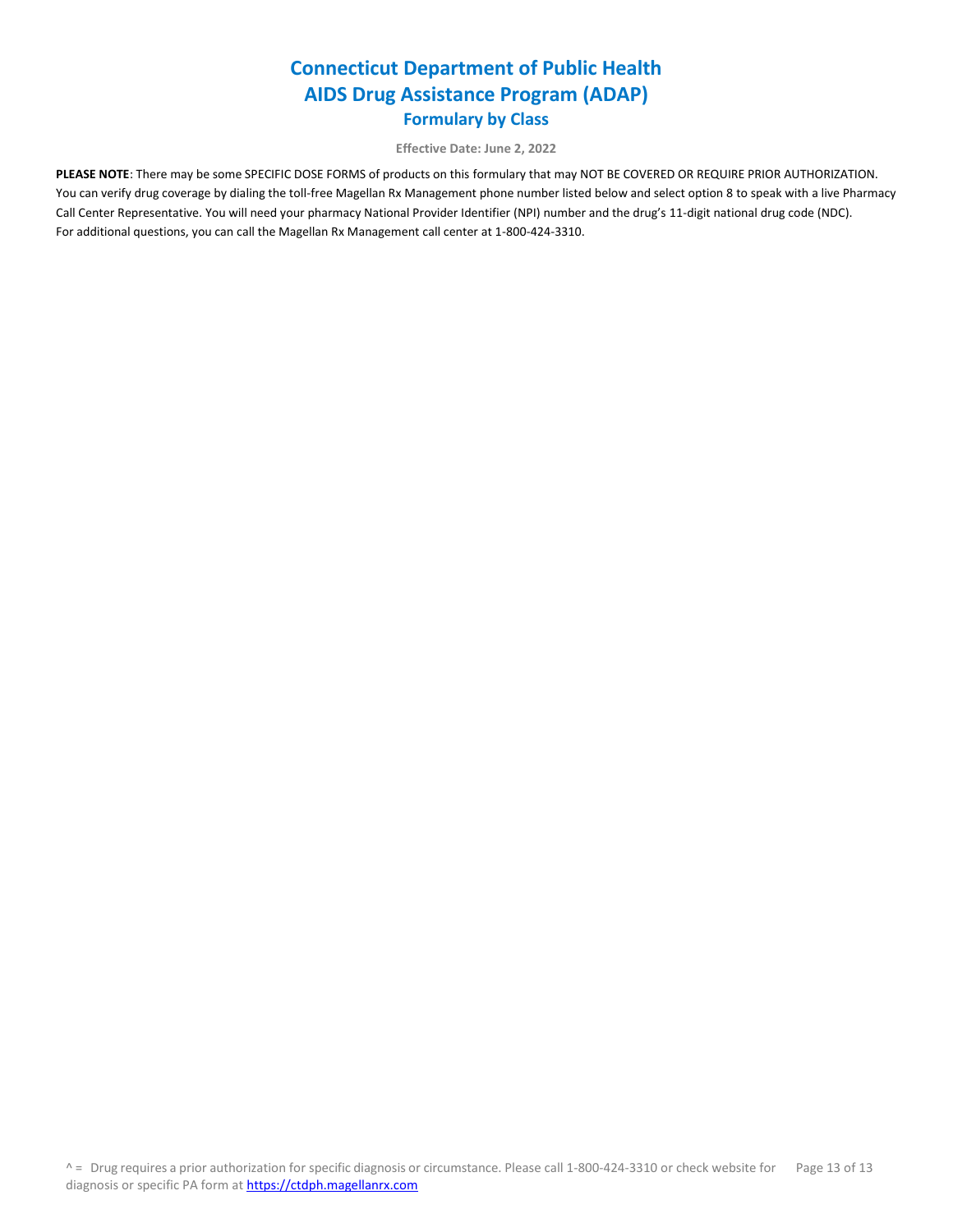# Connecticut Department of Public Health
# AIDS Drug Assistance Program (ADAP)
## Formulary by Class

**Effective Date: June 2, 2022**

**PLEASE NOTE**: There may be some SPECIFIC DOSE FORMS of products on this formulary that may NOT BE COVERED OR REQUIRE PRIOR AUTHORIZATION. You can verify drug coverage by dialing the toll-free Magellan Rx Management phone number listed below and select option 8 to speak with a live Pharmacy Call Center Representative. You will need your pharmacy National Provider Identifier (NPI) number and the drug's 11-digit national drug code (NDC). For additional questions, you can call the Magellan Rx Management call center at 1-800-424-3310.

^ = Drug requires a prior authorization for specific diagnosis or circumstance. Please call 1-800-424-3310 or check website for diagnosis or specific PA form at https://ctdph.magellanrx.com